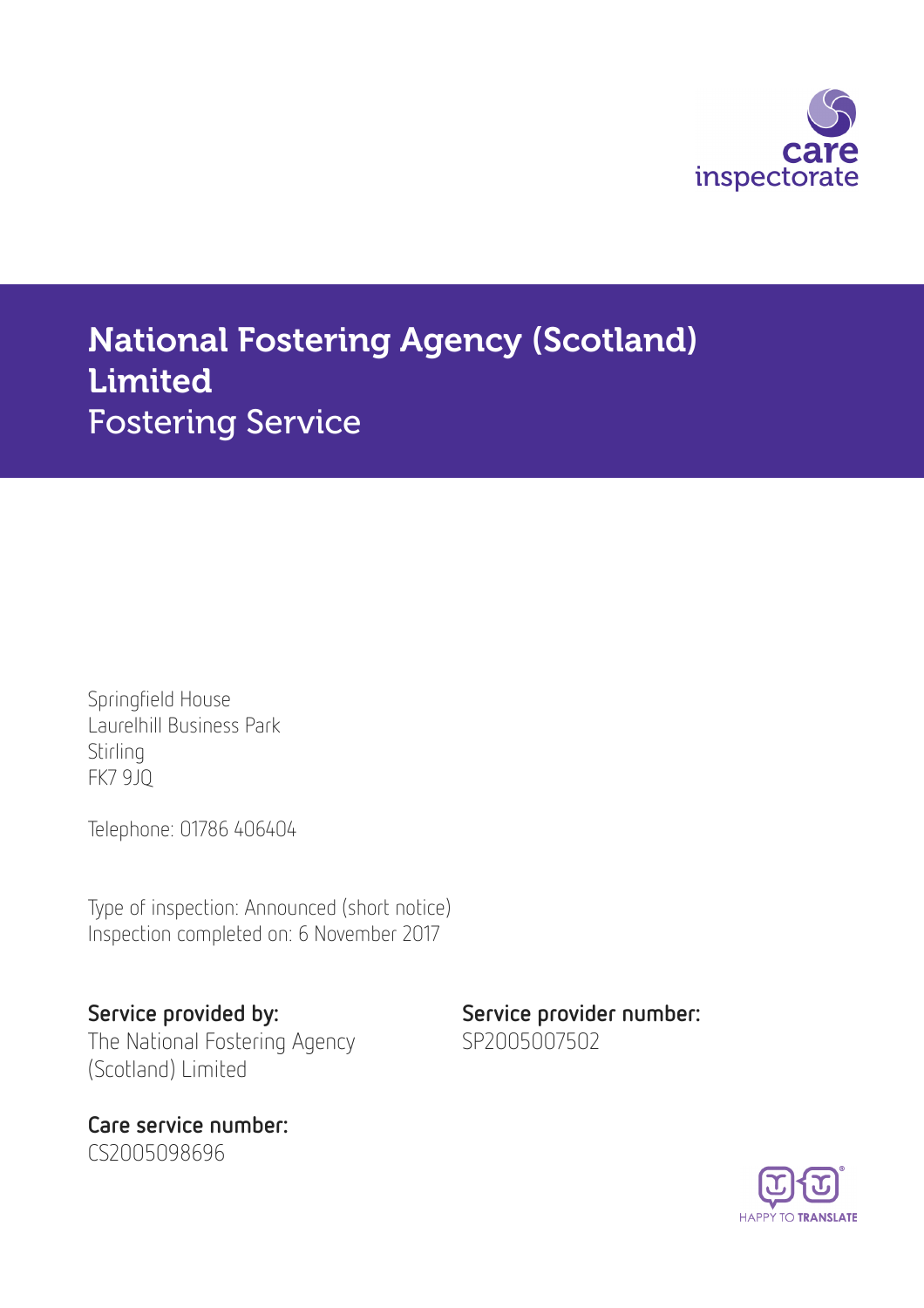care inspectorate

# National Fostering Agency (Scotland) Limited
## Fostering Service

Springfield House
Laurelhill Business Park
Stirling
FK7 9JQ

Telephone: 01786 406404

Type of inspection: Announced (short notice)
Inspection completed on: 6 November 2017

**Service provided by:**
The National Fostering Agency (Scotland) Limited

**Service provider number:**
SP2005007502

**Care service number:**
CS2005098696

HAPPY TO TRANSLATE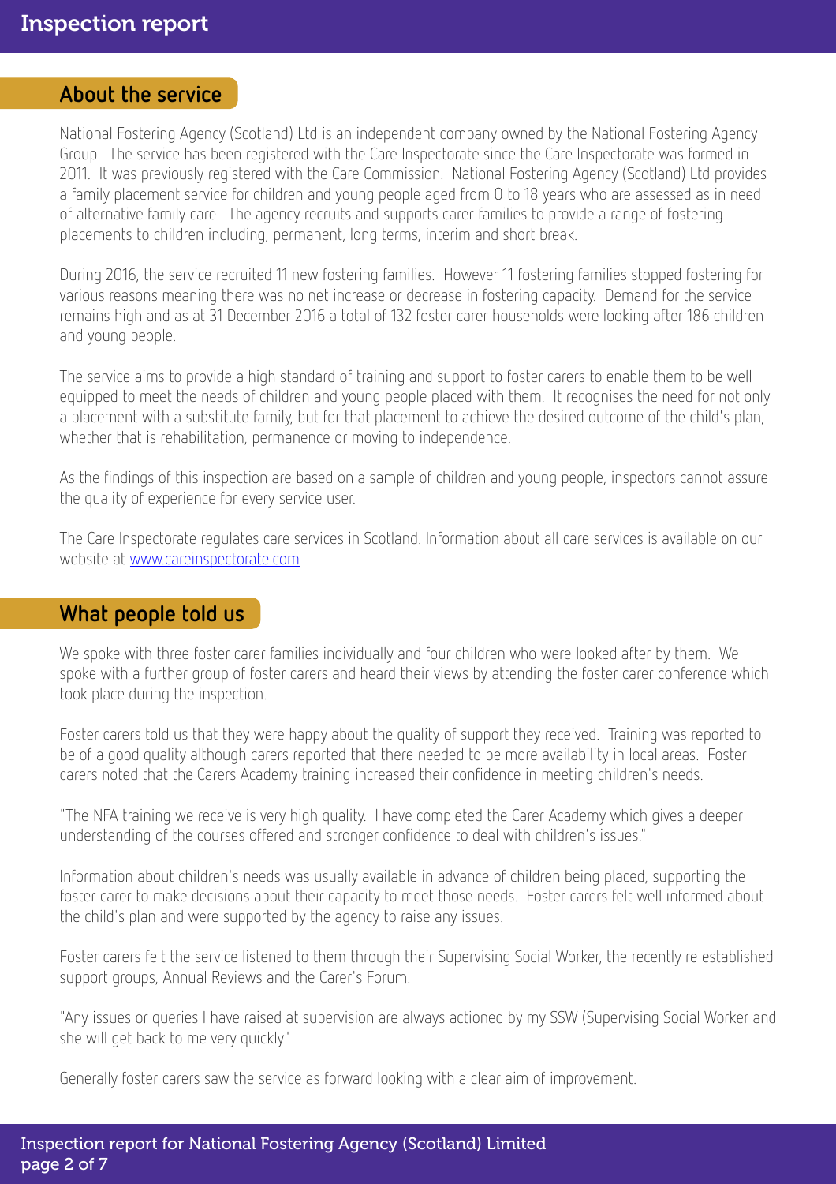## About the service

National Fostering Agency (Scotland) Ltd is an independent company owned by the National Fostering Agency Group. The service has been registered with the Care Inspectorate since the Care Inspectorate was formed in 2011. It was previously registered with the Care Commission. National Fostering Agency (Scotland) Ltd provides a family placement service for children and young people aged from 0 to 18 years who are assessed as in need of alternative family care. The agency recruits and supports carer families to provide a range of fostering placements to children including, permanent, long terms, interim and short break.

During 2016, the service recruited 11 new fostering families. However 11 fostering families stopped fostering for various reasons meaning there was no net increase or decrease in fostering capacity. Demand for the service remains high and as at 31 December 2016 a total of 132 foster carer households were looking after 186 children and young people.

The service aims to provide a high standard of training and support to foster carers to enable them to be well equipped to meet the needs of children and young people placed with them. It recognises the need for not only a placement with a substitute family, but for that placement to achieve the desired outcome of the child's plan, whether that is rehabilitation, permanence or moving to independence.

As the findings of this inspection are based on a sample of children and young people, inspectors cannot assure the quality of experience for every service user.

The Care Inspectorate regulates care services in Scotland. Information about all care services is available on our website at www.careinspectorate.com

## What people told us

We spoke with three foster carer families individually and four children who were looked after by them. We spoke with a further group of foster carers and heard their views by attending the foster carer conference which took place during the inspection.

Foster carers told us that they were happy about the quality of support they received. Training was reported to be of a good quality although carers reported that there needed to be more availability in local areas. Foster carers noted that the Carers Academy training increased their confidence in meeting children's needs.

"The NFA training we receive is very high quality. I have completed the Carer Academy which gives a deeper understanding of the courses offered and stronger confidence to deal with children's issues."

Information about children's needs was usually available in advance of children being placed, supporting the foster carer to make decisions about their capacity to meet those needs. Foster carers felt well informed about the child's plan and were supported by the agency to raise any issues.

Foster carers felt the service listened to them through their Supervising Social Worker, the recently re established support groups, Annual Reviews and the Carer's Forum.

"Any issues or queries I have raised at supervision are always actioned by my SSW (Supervising Social Worker and she will get back to me very quickly"

Generally foster carers saw the service as forward looking with a clear aim of improvement.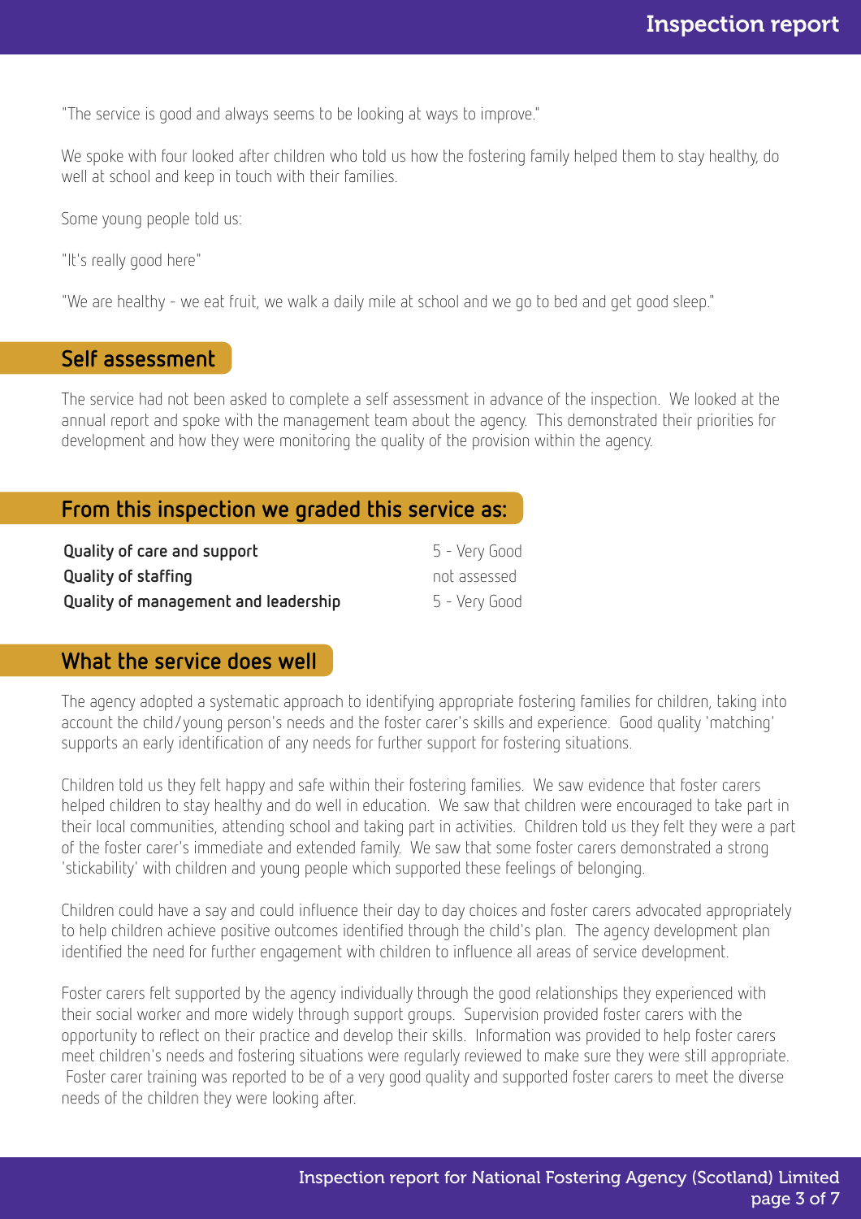"The service is good and always seems to be looking at ways to improve."

We spoke with four looked after children who told us how the fostering family helped them to stay healthy, do well at school and keep in touch with their families.

Some young people told us:

"It's really good here"

"We are healthy - we eat fruit, we walk a daily mile at school and we go to bed and get good sleep."

## Self assessment

The service had not been asked to complete a self assessment in advance of the inspection. We looked at the annual report and spoke with the management team about the agency. This demonstrated their priorities for development and how they were monitoring the quality of the provision within the agency.

## From this inspection we graded this service as:

| | |
|---|---|
| **Quality of care and support** | 5 - Very Good |
| **Quality of staffing** | not assessed |
| **Quality of management and leadership** | 5 - Very Good |

## What the service does well

The agency adopted a systematic approach to identifying appropriate fostering families for children, taking into account the child/young person's needs and the foster carer's skills and experience. Good quality 'matching' supports an early identification of any needs for further support for fostering situations.

Children told us they felt happy and safe within their fostering families. We saw evidence that foster carers helped children to stay healthy and do well in education. We saw that children were encouraged to take part in their local communities, attending school and taking part in activities. Children told us they felt they were a part of the foster carer's immediate and extended family. We saw that some foster carers demonstrated a strong 'stickability' with children and young people which supported these feelings of belonging.

Children could have a say and could influence their day to day choices and foster carers advocated appropriately to help children achieve positive outcomes identified through the child's plan. The agency development plan identified the need for further engagement with children to influence all areas of service development.

Foster carers felt supported by the agency individually through the good relationships they experienced with their social worker and more widely through support groups. Supervision provided foster carers with the opportunity to reflect on their practice and develop their skills. Information was provided to help foster carers meet children's needs and fostering situations were regularly reviewed to make sure they were still appropriate. Foster carer training was reported to be of a very good quality and supported foster carers to meet the diverse needs of the children they were looking after.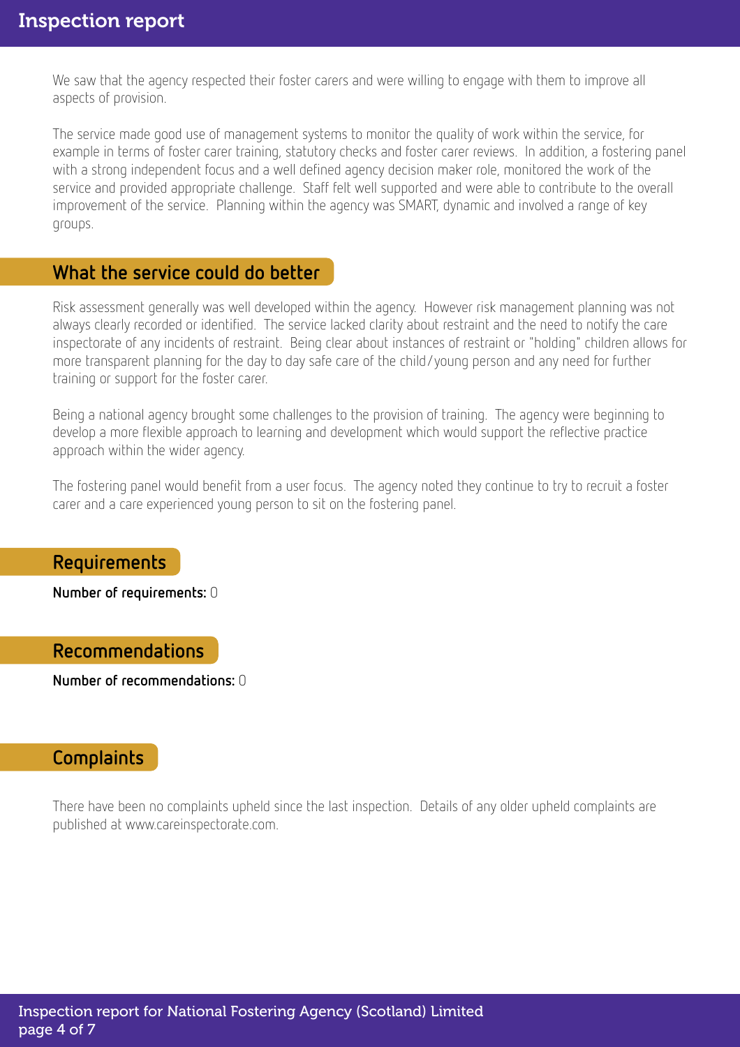We saw that the agency respected their foster carers and were willing to engage with them to improve all aspects of provision.

The service made good use of management systems to monitor the quality of work within the service, for example in terms of foster carer training, statutory checks and foster carer reviews. In addition, a fostering panel with a strong independent focus and a well defined agency decision maker role, monitored the work of the service and provided appropriate challenge. Staff felt well supported and were able to contribute to the overall improvement of the service. Planning within the agency was SMART, dynamic and involved a range of key groups.

## What the service could do better

Risk assessment generally was well developed within the agency. However risk management planning was not always clearly recorded or identified. The service lacked clarity about restraint and the need to notify the care inspectorate of any incidents of restraint. Being clear about instances of restraint or "holding" children allows for more transparent planning for the day to day safe care of the child/young person and any need for further training or support for the foster carer.

Being a national agency brought some challenges to the provision of training. The agency were beginning to develop a more flexible approach to learning and development which would support the reflective practice approach within the wider agency.

The fostering panel would benefit from a user focus. The agency noted they continue to try to recruit a foster carer and a care experienced young person to sit on the fostering panel.

## Requirements

**Number of requirements:** 0

## Recommendations

**Number of recommendations:** 0

## Complaints

There have been no complaints upheld since the last inspection. Details of any older upheld complaints are published at www.careinspectorate.com.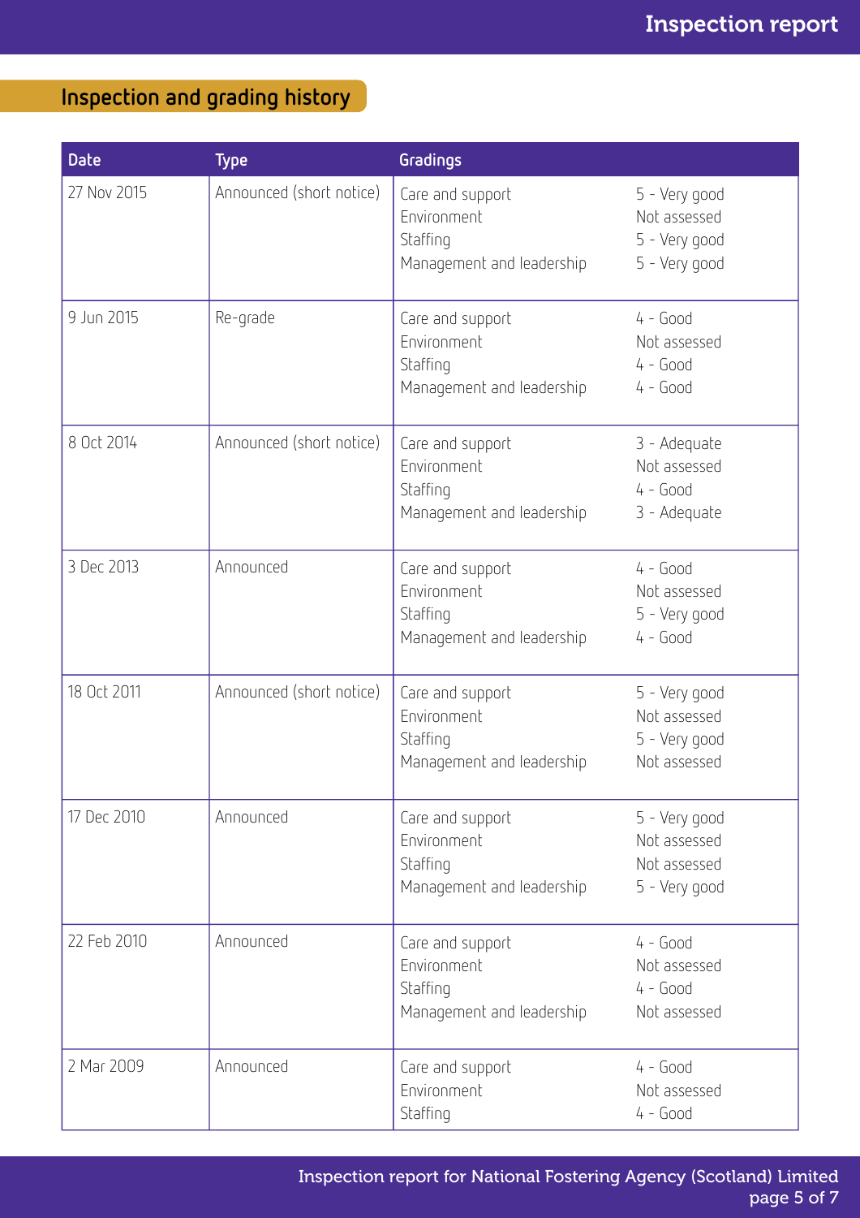## Inspection and grading history

| Date | Type | Gradings | |
|---|---|---|---|
| 27 Nov 2015 | Announced (short notice) | Care and support<br>Environment<br>Staffing<br>Management and leadership | 5 - Very good<br>Not assessed<br>5 - Very good<br>5 - Very good |
| 9 Jun 2015 | Re-grade | Care and support<br>Environment<br>Staffing<br>Management and leadership | 4 - Good<br>Not assessed<br>4 - Good<br>4 - Good |
| 8 Oct 2014 | Announced (short notice) | Care and support<br>Environment<br>Staffing<br>Management and leadership | 3 - Adequate<br>Not assessed<br>4 - Good<br>3 - Adequate |
| 3 Dec 2013 | Announced | Care and support<br>Environment<br>Staffing<br>Management and leadership | 4 - Good<br>Not assessed<br>5 - Very good<br>4 - Good |
| 18 Oct 2011 | Announced (short notice) | Care and support<br>Environment<br>Staffing<br>Management and leadership | 5 - Very good<br>Not assessed<br>5 - Very good<br>Not assessed |
| 17 Dec 2010 | Announced | Care and support<br>Environment<br>Staffing<br>Management and leadership | 5 - Very good<br>Not assessed<br>Not assessed<br>5 - Very good |
| 22 Feb 2010 | Announced | Care and support<br>Environment<br>Staffing<br>Management and leadership | 4 - Good<br>Not assessed<br>4 - Good<br>Not assessed |
| 2 Mar 2009 | Announced | Care and support<br>Environment<br>Staffing | 4 - Good<br>Not assessed<br>4 - Good |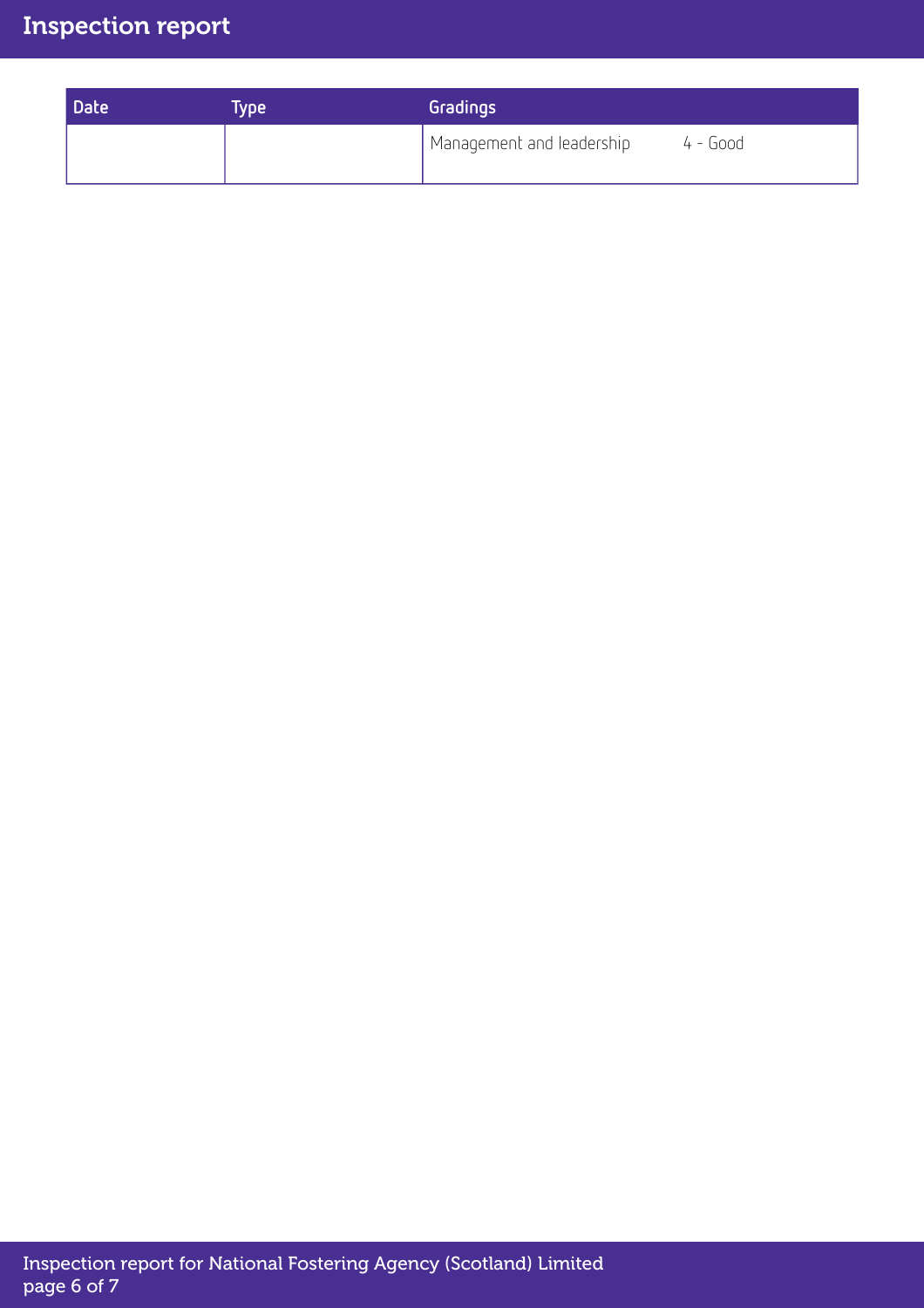| Date | Type | Gradings |
|---|---|---|
| | | Management and leadership 4 - Good |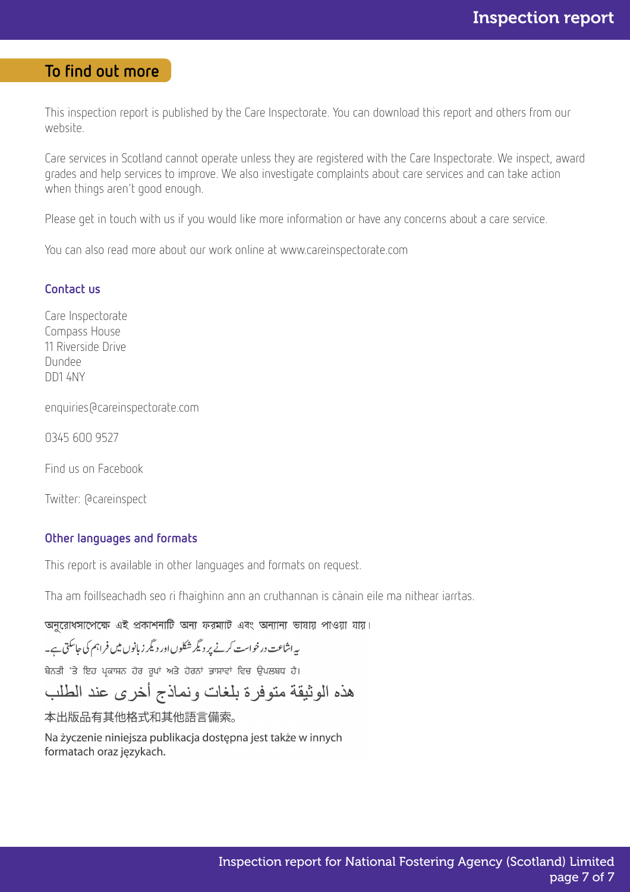## To find out more

This inspection report is published by the Care Inspectorate. You can download this report and others from our website.

Care services in Scotland cannot operate unless they are registered with the Care Inspectorate. We inspect, award grades and help services to improve. We also investigate complaints about care services and can take action when things aren't good enough.

Please get in touch with us if you would like more information or have any concerns about a care service.

You can also read more about our work online at www.careinspectorate.com

### Contact us

Care Inspectorate
Compass House
11 Riverside Drive
Dundee
DD1 4NY

enquiries@careinspectorate.com

0345 600 9527

Find us on Facebook

Twitter: @careinspect

### Other languages and formats

This report is available in other languages and formats on request.

Tha am foillseachadh seo ri fhaighinn ann an cruthannan is cànain eile ma nithear iarrtas.

অনুরোধসাপেক্ষে এই প্রকাশনাটি অন্য ফরম্যাট এবং অন্যান্য ভাষায় পাওয়া যায়।

یہ اشاعت درخواست کرنے پر دیگر شکلوں اور دیگر زبانوں میں فراہم کی جاسکتی ہے۔

ਬੇਨਤੀ 'ਤੇ ਇਹ ਪ੍ਰਕਾਸ਼ਨ ਹੋਰ ਰੂਪਾਂ ਅਤੇ ਹੋਰਨਾਂ ਭਾਸ਼ਾਵਾਂ ਵਿਚ ਉਪਲਬਧ ਹੈ।

هذه الوثيقة متوفرة بلغات ونماذج أخرى عند الطلب

本出版品有其他格式和其他語言備索。

Na życzenie niniejsza publikacja dostępna jest także w innych formatach oraz językach.